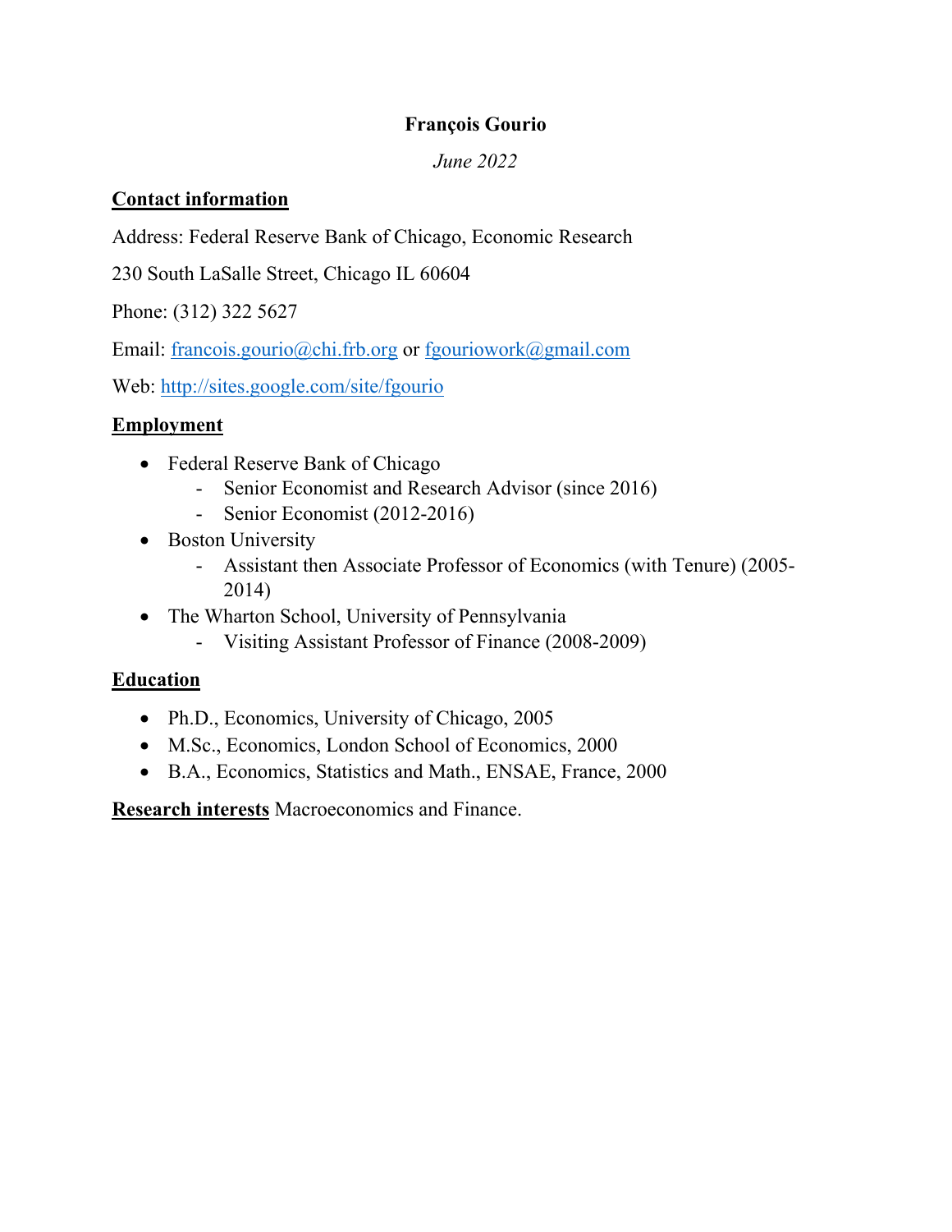# François Gourio

*June 2022*

## Contact information

Address: Federal Reserve Bank of Chicago, Economic Research

230 South LaSalle Street, Chicago IL 60604

Phone: (312) 322 5627

Email: francois.gourio@chi.frb.org or fgouriowork@gmail.com

Web: http://sites.google.com/site/fgourio

## Employment

- Federal Reserve Bank of Chicago
  - Senior Economist and Research Advisor (since 2016)
  - Senior Economist (2012-2016)
- Boston University
  - Assistant then Associate Professor of Economics (with Tenure) (2005-2014)
- The Wharton School, University of Pennsylvania
  - Visiting Assistant Professor of Finance (2008-2009)

## Education

- Ph.D., Economics, University of Chicago, 2005
- M.Sc., Economics, London School of Economics, 2000
- B.A., Economics, Statistics and Math., ENSAE, France, 2000

**Research interests** Macroeconomics and Finance.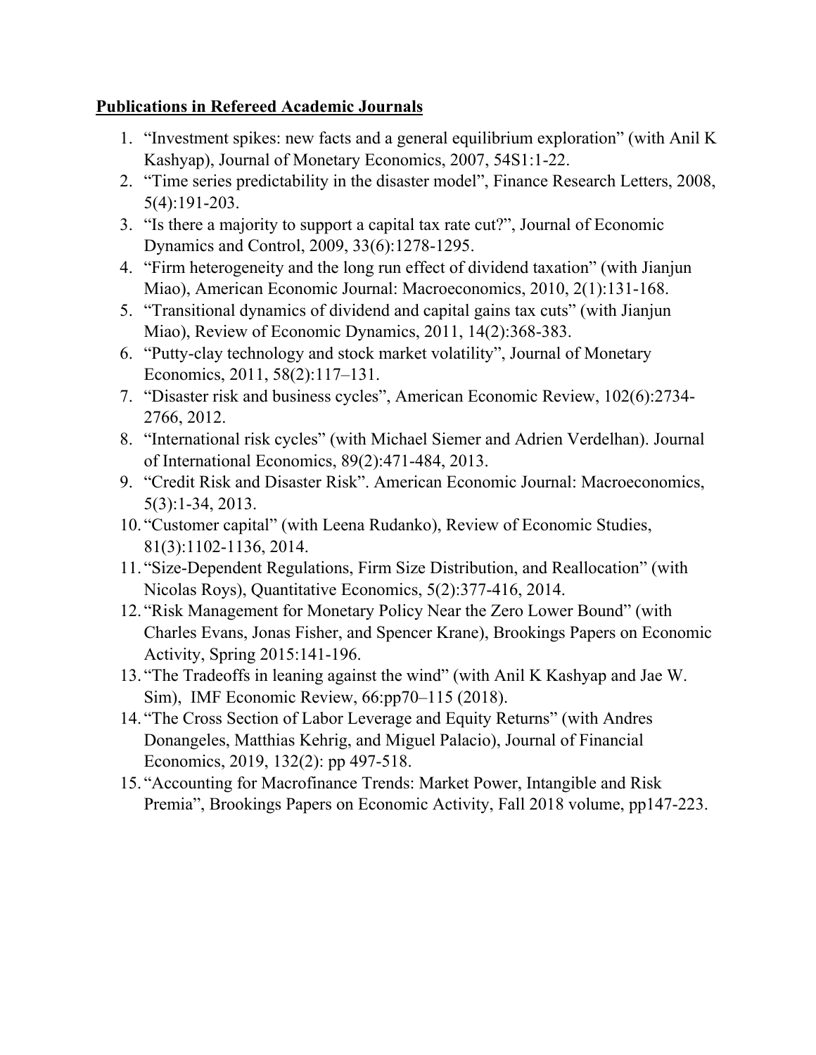**Publications in Refereed Academic Journals**

1. "Investment spikes: new facts and a general equilibrium exploration" (with Anil K Kashyap), Journal of Monetary Economics, 2007, 54S1:1-22.
2. "Time series predictability in the disaster model", Finance Research Letters, 2008, 5(4):191-203.
3. "Is there a majority to support a capital tax rate cut?", Journal of Economic Dynamics and Control, 2009, 33(6):1278-1295.
4. "Firm heterogeneity and the long run effect of dividend taxation" (with Jianjun Miao), American Economic Journal: Macroeconomics, 2010, 2(1):131-168.
5. "Transitional dynamics of dividend and capital gains tax cuts" (with Jianjun Miao), Review of Economic Dynamics, 2011, 14(2):368-383.
6. "Putty-clay technology and stock market volatility", Journal of Monetary Economics, 2011, 58(2):117–131.
7. "Disaster risk and business cycles", American Economic Review, 102(6):2734-2766, 2012.
8. "International risk cycles" (with Michael Siemer and Adrien Verdelhan). Journal of International Economics, 89(2):471-484, 2013.
9. "Credit Risk and Disaster Risk". American Economic Journal: Macroeconomics, 5(3):1-34, 2013.
10. "Customer capital" (with Leena Rudanko), Review of Economic Studies, 81(3):1102-1136, 2014.
11. "Size-Dependent Regulations, Firm Size Distribution, and Reallocation" (with Nicolas Roys), Quantitative Economics, 5(2):377-416, 2014.
12. "Risk Management for Monetary Policy Near the Zero Lower Bound" (with Charles Evans, Jonas Fisher, and Spencer Krane), Brookings Papers on Economic Activity, Spring 2015:141-196.
13. "The Tradeoffs in leaning against the wind" (with Anil K Kashyap and Jae W. Sim), IMF Economic Review, 66:pp70–115 (2018).
14. "The Cross Section of Labor Leverage and Equity Returns" (with Andres Donangeles, Matthias Kehrig, and Miguel Palacio), Journal of Financial Economics, 2019, 132(2): pp 497-518.
15. "Accounting for Macrofinance Trends: Market Power, Intangible and Risk Premia", Brookings Papers on Economic Activity, Fall 2018 volume, pp147-223.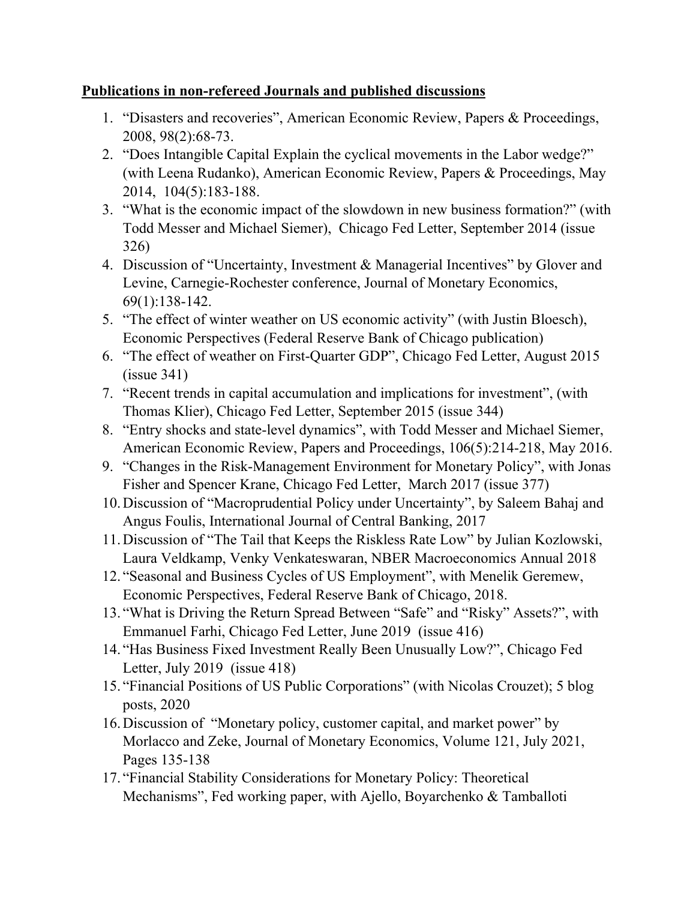**Publications in non-refereed Journals and published discussions**

1. “Disasters and recoveries”, American Economic Review, Papers & Proceedings, 2008, 98(2):68-73.
2. “Does Intangible Capital Explain the cyclical movements in the Labor wedge?” (with Leena Rudanko), American Economic Review, Papers & Proceedings, May 2014, 104(5):183-188.
3. “What is the economic impact of the slowdown in new business formation?” (with Todd Messer and Michael Siemer), Chicago Fed Letter, September 2014 (issue 326)
4. Discussion of “Uncertainty, Investment & Managerial Incentives” by Glover and Levine, Carnegie-Rochester conference, Journal of Monetary Economics, 69(1):138-142.
5. “The effect of winter weather on US economic activity” (with Justin Bloesch), Economic Perspectives (Federal Reserve Bank of Chicago publication)
6. “The effect of weather on First-Quarter GDP”, Chicago Fed Letter, August 2015 (issue 341)
7. “Recent trends in capital accumulation and implications for investment”, (with Thomas Klier), Chicago Fed Letter, September 2015 (issue 344)
8. “Entry shocks and state-level dynamics”, with Todd Messer and Michael Siemer, American Economic Review, Papers and Proceedings, 106(5):214-218, May 2016.
9. “Changes in the Risk-Management Environment for Monetary Policy”, with Jonas Fisher and Spencer Krane, Chicago Fed Letter, March 2017 (issue 377)
10. Discussion of “Macroprudential Policy under Uncertainty”, by Saleem Bahaj and Angus Foulis, International Journal of Central Banking, 2017
11. Discussion of “The Tail that Keeps the Riskless Rate Low” by Julian Kozlowski, Laura Veldkamp, Venky Venkateswaran, NBER Macroeconomics Annual 2018
12. “Seasonal and Business Cycles of US Employment”, with Menelik Geremew, Economic Perspectives, Federal Reserve Bank of Chicago, 2018.
13. “What is Driving the Return Spread Between “Safe” and “Risky” Assets?”, with Emmanuel Farhi, Chicago Fed Letter, June 2019 (issue 416)
14. “Has Business Fixed Investment Really Been Unusually Low?”, Chicago Fed Letter, July 2019 (issue 418)
15. “Financial Positions of US Public Corporations” (with Nicolas Crouzet); 5 blog posts, 2020
16. Discussion of “Monetary policy, customer capital, and market power” by Morlacco and Zeke, Journal of Monetary Economics, Volume 121, July 2021, Pages 135-138
17. “Financial Stability Considerations for Monetary Policy: Theoretical Mechanisms”, Fed working paper, with Ajello, Boyarchenko & Tamballoti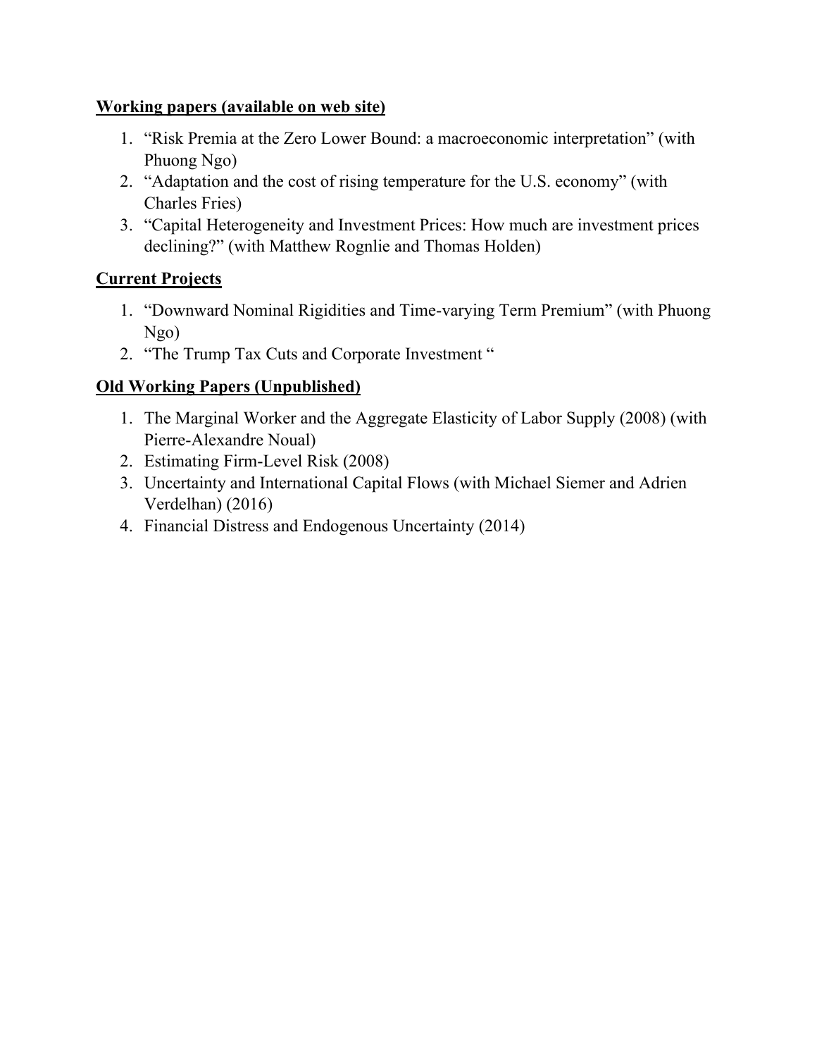**Working papers (available on web site)**

1. “Risk Premia at the Zero Lower Bound: a macroeconomic interpretation” (with Phuong Ngo)
2. “Adaptation and the cost of rising temperature for the U.S. economy” (with Charles Fries)
3. “Capital Heterogeneity and Investment Prices: How much are investment prices declining?” (with Matthew Rognlie and Thomas Holden)

**Current Projects**

1. “Downward Nominal Rigidities and Time-varying Term Premium” (with Phuong Ngo)
2. “The Trump Tax Cuts and Corporate Investment “

**Old Working Papers (Unpublished)**

1. The Marginal Worker and the Aggregate Elasticity of Labor Supply (2008) (with Pierre-Alexandre Noual)
2. Estimating Firm-Level Risk (2008)
3. Uncertainty and International Capital Flows (with Michael Siemer and Adrien Verdelhan) (2016)
4. Financial Distress and Endogenous Uncertainty (2014)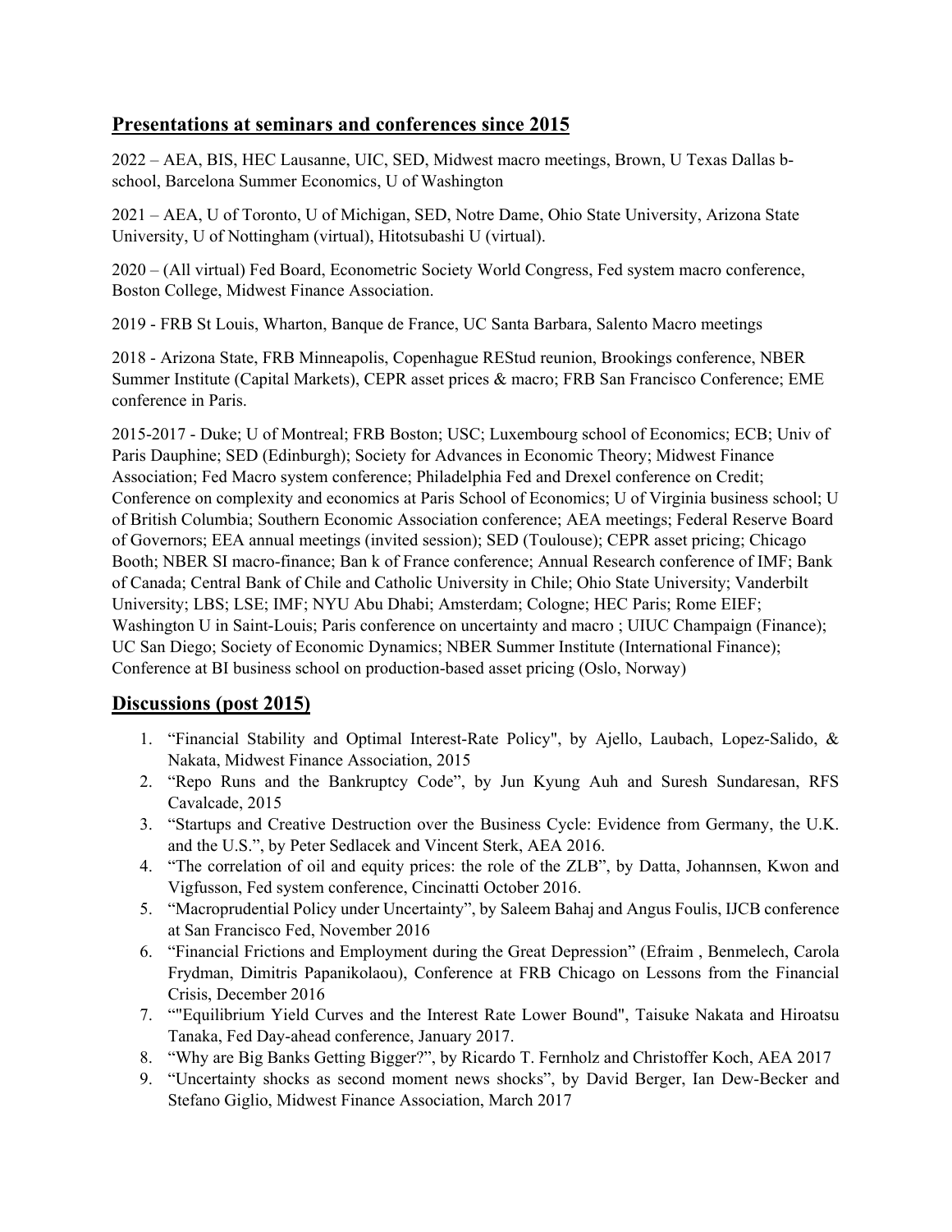## Presentations at seminars and conferences since 2015

2022 – AEA, BIS, HEC Lausanne, UIC, SED, Midwest macro meetings, Brown, U Texas Dallas b-school, Barcelona Summer Economics, U of Washington

2021 – AEA, U of Toronto, U of Michigan, SED, Notre Dame, Ohio State University, Arizona State University, U of Nottingham (virtual), Hitotsubashi U (virtual).

2020 – (All virtual) Fed Board, Econometric Society World Congress, Fed system macro conference, Boston College, Midwest Finance Association.

2019 - FRB St Louis, Wharton, Banque de France, UC Santa Barbara, Salento Macro meetings

2018 - Arizona State, FRB Minneapolis, Copenhague REStud reunion, Brookings conference, NBER Summer Institute (Capital Markets), CEPR asset prices & macro; FRB San Francisco Conference; EME conference in Paris.

2015-2017 - Duke; U of Montreal; FRB Boston; USC; Luxembourg school of Economics; ECB; Univ of Paris Dauphine; SED (Edinburgh); Society for Advances in Economic Theory; Midwest Finance Association; Fed Macro system conference; Philadelphia Fed and Drexel conference on Credit; Conference on complexity and economics at Paris School of Economics; U of Virginia business school; U of British Columbia; Southern Economic Association conference; AEA meetings; Federal Reserve Board of Governors; EEA annual meetings (invited session); SED (Toulouse); CEPR asset pricing; Chicago Booth; NBER SI macro-finance; Ban k of France conference; Annual Research conference of IMF; Bank of Canada; Central Bank of Chile and Catholic University in Chile; Ohio State University; Vanderbilt University; LBS; LSE; IMF; NYU Abu Dhabi; Amsterdam; Cologne; HEC Paris; Rome EIEF; Washington U in Saint-Louis; Paris conference on uncertainty and macro ; UIUC Champaign (Finance); UC San Diego; Society of Economic Dynamics; NBER Summer Institute (International Finance); Conference at BI business school on production-based asset pricing (Oslo, Norway)

## Discussions (post 2015)

1. "Financial Stability and Optimal Interest-Rate Policy", by Ajello, Laubach, Lopez-Salido, & Nakata, Midwest Finance Association, 2015
2. "Repo Runs and the Bankruptcy Code", by Jun Kyung Auh and Suresh Sundaresan, RFS Cavalcade, 2015
3. "Startups and Creative Destruction over the Business Cycle: Evidence from Germany, the U.K. and the U.S.", by Peter Sedlacek and Vincent Sterk, AEA 2016.
4. "The correlation of oil and equity prices: the role of the ZLB", by Datta, Johannsen, Kwon and Vigfusson, Fed system conference, Cincinatti October 2016.
5. "Macroprudential Policy under Uncertainty", by Saleem Bahaj and Angus Foulis, IJCB conference at San Francisco Fed, November 2016
6. "Financial Frictions and Employment during the Great Depression" (Efraim , Benmelech, Carola Frydman, Dimitris Papanikolaou), Conference at FRB Chicago on Lessons from the Financial Crisis, December 2016
7. ""Equilibrium Yield Curves and the Interest Rate Lower Bound", Taisuke Nakata and Hiroatsu Tanaka, Fed Day-ahead conference, January 2017.
8. "Why are Big Banks Getting Bigger?", by Ricardo T. Fernholz and Christoffer Koch, AEA 2017
9. "Uncertainty shocks as second moment news shocks", by David Berger, Ian Dew-Becker and Stefano Giglio, Midwest Finance Association, March 2017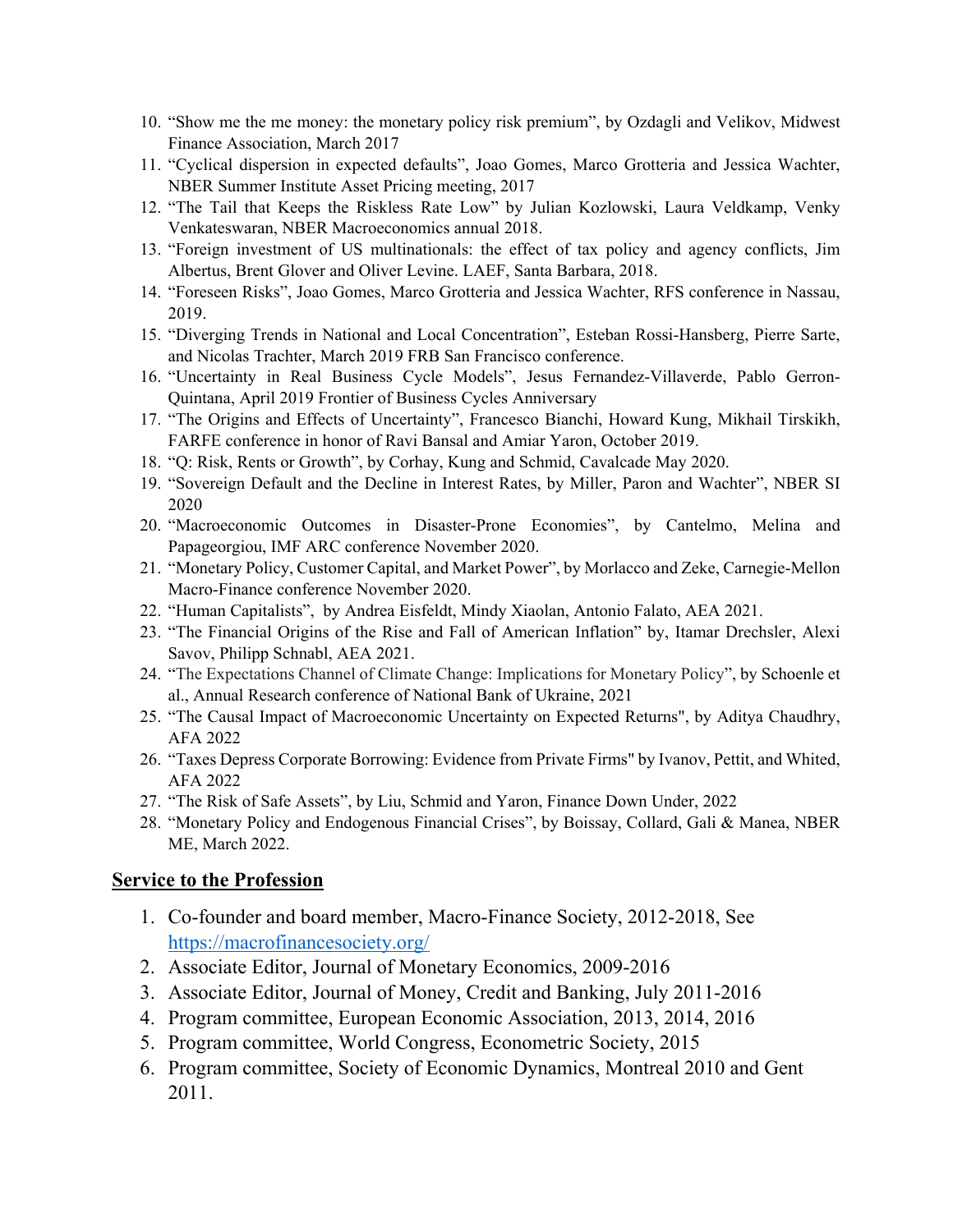10. "Show me the me money: the monetary policy risk premium", by Ozdagli and Velikov, Midwest Finance Association, March 2017
11. "Cyclical dispersion in expected defaults", Joao Gomes, Marco Grotteria and Jessica Wachter, NBER Summer Institute Asset Pricing meeting, 2017
12. "The Tail that Keeps the Riskless Rate Low" by Julian Kozlowski, Laura Veldkamp, Venky Venkateswaran, NBER Macroeconomics annual 2018.
13. "Foreign investment of US multinationals: the effect of tax policy and agency conflicts, Jim Albertus, Brent Glover and Oliver Levine. LAEF, Santa Barbara, 2018.
14. "Foreseen Risks", Joao Gomes, Marco Grotteria and Jessica Wachter, RFS conference in Nassau, 2019.
15. "Diverging Trends in National and Local Concentration", Esteban Rossi-Hansberg, Pierre Sarte, and Nicolas Trachter, March 2019 FRB San Francisco conference.
16. "Uncertainty in Real Business Cycle Models", Jesus Fernandez-Villaverde, Pablo Gerron-Quintana, April 2019 Frontier of Business Cycles Anniversary
17. "The Origins and Effects of Uncertainty", Francesco Bianchi, Howard Kung, Mikhail Tirskikh, FARFE conference in honor of Ravi Bansal and Amiar Yaron, October 2019.
18. "Q: Risk, Rents or Growth", by Corhay, Kung and Schmid, Cavalcade May 2020.
19. "Sovereign Default and the Decline in Interest Rates, by Miller, Paron and Wachter", NBER SI 2020
20. "Macroeconomic Outcomes in Disaster-Prone Economies", by Cantelmo, Melina and Papageorgiou, IMF ARC conference November 2020.
21. "Monetary Policy, Customer Capital, and Market Power", by Morlacco and Zeke, Carnegie-Mellon Macro-Finance conference November 2020.
22. "Human Capitalists", by Andrea Eisfeldt, Mindy Xiaolan, Antonio Falato, AEA 2021.
23. "The Financial Origins of the Rise and Fall of American Inflation" by, Itamar Drechsler, Alexi Savov, Philipp Schnabl, AEA 2021.
24. "The Expectations Channel of Climate Change: Implications for Monetary Policy", by Schoenle et al., Annual Research conference of National Bank of Ukraine, 2021
25. "The Causal Impact of Macroeconomic Uncertainty on Expected Returns", by Aditya Chaudhry, AFA 2022
26. "Taxes Depress Corporate Borrowing: Evidence from Private Firms" by Ivanov, Pettit, and Whited, AFA 2022
27. "The Risk of Safe Assets", by Liu, Schmid and Yaron, Finance Down Under, 2022
28. "Monetary Policy and Endogenous Financial Crises", by Boissay, Collard, Gali & Manea, NBER ME, March 2022.

## Service to the Profession

1. Co-founder and board member, Macro-Finance Society, 2012-2018, See https://macrofinancesociety.org/
2. Associate Editor, Journal of Monetary Economics, 2009-2016
3. Associate Editor, Journal of Money, Credit and Banking, July 2011-2016
4. Program committee, European Economic Association, 2013, 2014, 2016
5. Program committee, World Congress, Econometric Society, 2015
6. Program committee, Society of Economic Dynamics, Montreal 2010 and Gent 2011.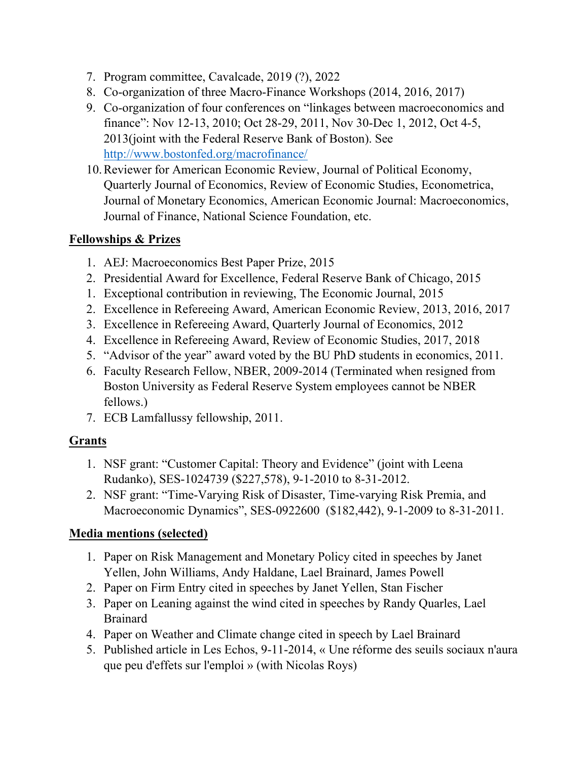7. Program committee, Cavalcade, 2019 (?), 2022
8. Co-organization of three Macro-Finance Workshops (2014, 2016, 2017)
9. Co-organization of four conferences on "linkages between macroeconomics and finance": Nov 12-13, 2010; Oct 28-29, 2011, Nov 30-Dec 1, 2012, Oct 4-5, 2013(joint with the Federal Reserve Bank of Boston). See http://www.bostonfed.org/macrofinance/
10. Reviewer for American Economic Review, Journal of Political Economy, Quarterly Journal of Economics, Review of Economic Studies, Econometrica, Journal of Monetary Economics, American Economic Journal: Macroeconomics, Journal of Finance, National Science Foundation, etc.

**Fellowships & Prizes**

1. AEJ: Macroeconomics Best Paper Prize, 2015
2. Presidential Award for Excellence, Federal Reserve Bank of Chicago, 2015
1. Exceptional contribution in reviewing, The Economic Journal, 2015
2. Excellence in Refereeing Award, American Economic Review, 2013, 2016, 2017
3. Excellence in Refereeing Award, Quarterly Journal of Economics, 2012
4. Excellence in Refereeing Award, Review of Economic Studies, 2017, 2018
5. "Advisor of the year" award voted by the BU PhD students in economics, 2011.
6. Faculty Research Fellow, NBER, 2009-2014 (Terminated when resigned from Boston University as Federal Reserve System employees cannot be NBER fellows.)
7. ECB Lamfallussy fellowship, 2011.

**Grants**

1. NSF grant: "Customer Capital: Theory and Evidence" (joint with Leena Rudanko), SES-1024739 ($227,578), 9-1-2010 to 8-31-2012.
2. NSF grant: "Time-Varying Risk of Disaster, Time-varying Risk Premia, and Macroeconomic Dynamics", SES-0922600 ($182,442), 9-1-2009 to 8-31-2011.

**Media mentions (selected)**

1. Paper on Risk Management and Monetary Policy cited in speeches by Janet Yellen, John Williams, Andy Haldane, Lael Brainard, James Powell
2. Paper on Firm Entry cited in speeches by Janet Yellen, Stan Fischer
3. Paper on Leaning against the wind cited in speeches by Randy Quarles, Lael Brainard
4. Paper on Weather and Climate change cited in speech by Lael Brainard
5. Published article in Les Echos, 9-11-2014, « Une réforme des seuils sociaux n'aura que peu d'effets sur l'emploi » (with Nicolas Roys)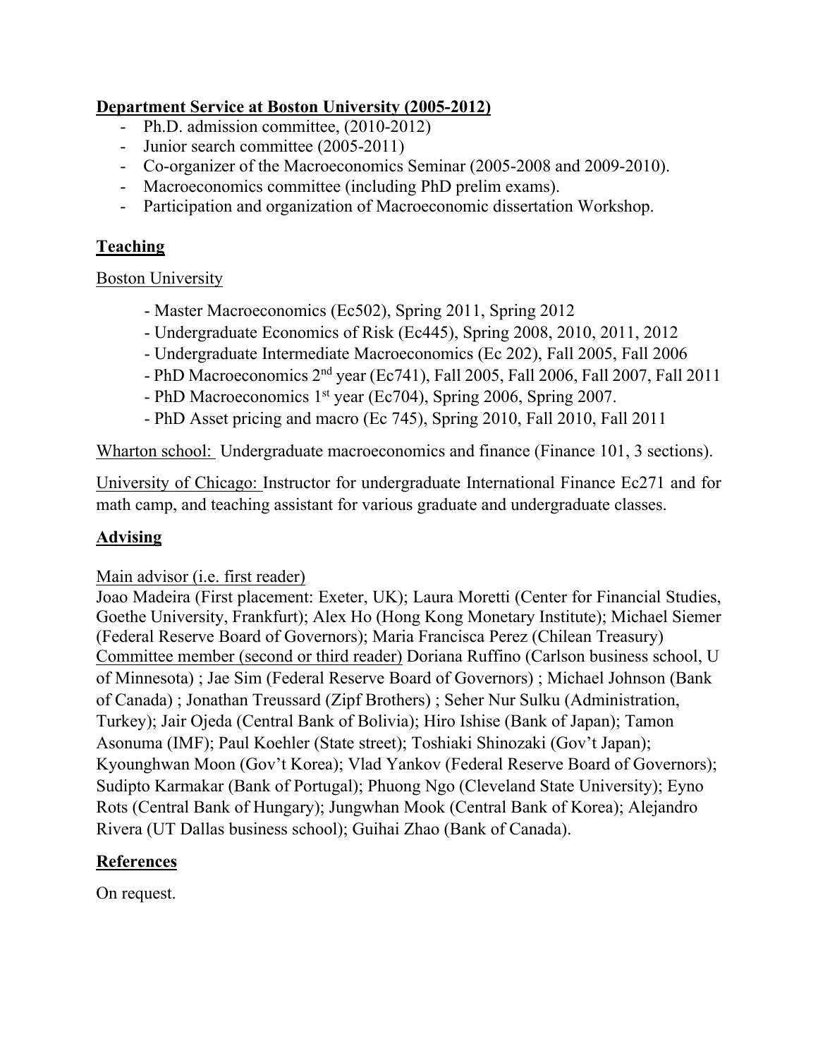**Department Service at Boston University (2005-2012)**

- Ph.D. admission committee, (2010-2012)
- Junior search committee (2005-2011)
- Co-organizer of the Macroeconomics Seminar (2005-2008 and 2009-2010).
- Macroeconomics committee (including PhD prelim exams).
- Participation and organization of Macroeconomic dissertation Workshop.

**Teaching**

Boston University

- Master Macroeconomics (Ec502), Spring 2011, Spring 2012
- Undergraduate Economics of Risk (Ec445), Spring 2008, 2010, 2011, 2012
- Undergraduate Intermediate Macroeconomics (Ec 202), Fall 2005, Fall 2006
- PhD Macroeconomics 2nd year (Ec741), Fall 2005, Fall 2006, Fall 2007, Fall 2011
- PhD Macroeconomics 1st year (Ec704), Spring 2006, Spring 2007.
- PhD Asset pricing and macro (Ec 745), Spring 2010, Fall 2010, Fall 2011

Wharton school: Undergraduate macroeconomics and finance (Finance 101, 3 sections).

University of Chicago: Instructor for undergraduate International Finance Ec271 and for math camp, and teaching assistant for various graduate and undergraduate classes.

**Advising**

Main advisor (i.e. first reader)
Joao Madeira (First placement: Exeter, UK); Laura Moretti (Center for Financial Studies, Goethe University, Frankfurt); Alex Ho (Hong Kong Monetary Institute); Michael Siemer (Federal Reserve Board of Governors); Maria Francisca Perez (Chilean Treasury)
Committee member (second or third reader) Doriana Ruffino (Carlson business school, U of Minnesota) ; Jae Sim (Federal Reserve Board of Governors) ; Michael Johnson (Bank of Canada) ; Jonathan Treussard (Zipf Brothers) ; Seher Nur Sulku (Administration, Turkey); Jair Ojeda (Central Bank of Bolivia); Hiro Ishise (Bank of Japan); Tamon Asonuma (IMF); Paul Koehler (State street); Toshiaki Shinozaki (Gov't Japan); Kyounghwan Moon (Gov't Korea); Vlad Yankov (Federal Reserve Board of Governors); Sudipto Karmakar (Bank of Portugal); Phuong Ngo (Cleveland State University); Eyno Rots (Central Bank of Hungary); Jungwhan Mook (Central Bank of Korea); Alejandro Rivera (UT Dallas business school); Guihai Zhao (Bank of Canada).

**References**

On request.